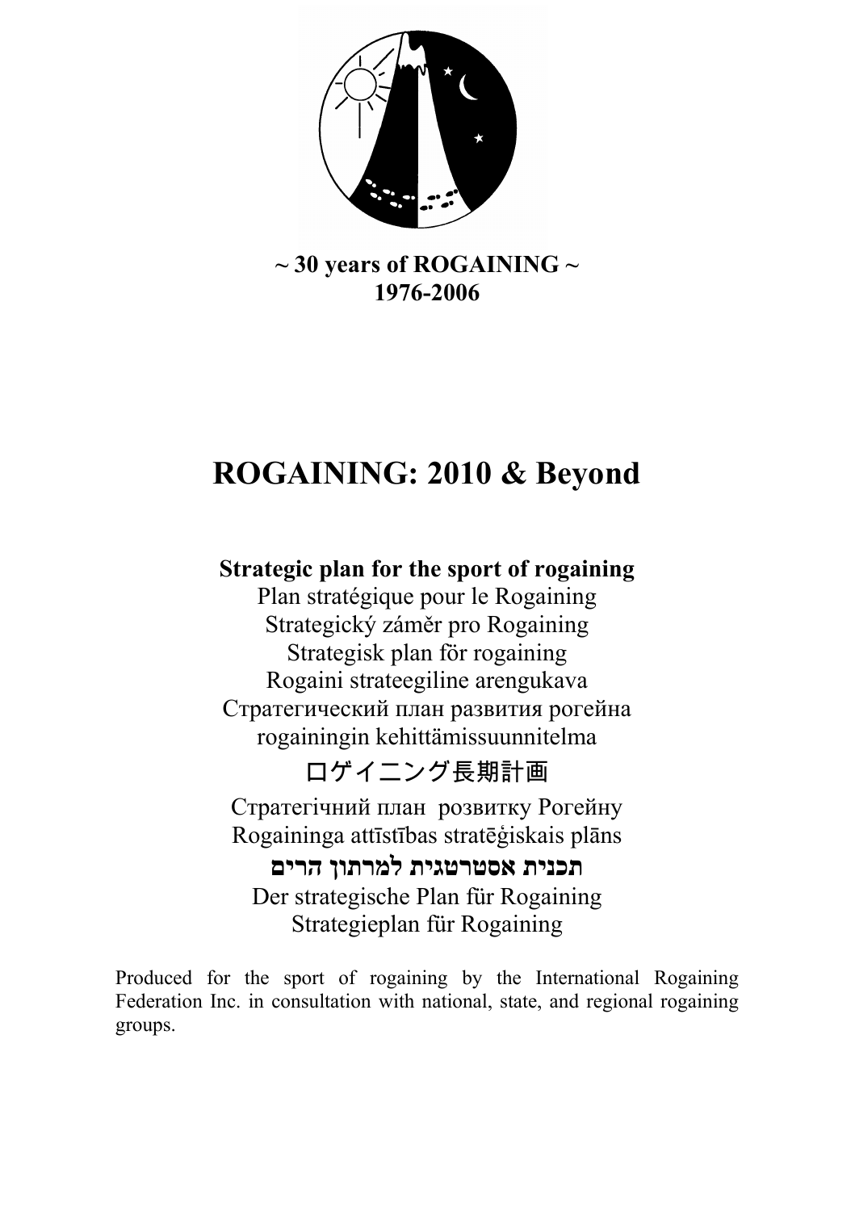**~ 30 years of ROGAINING ~**
**1976-2006**

# ROGAINING: 2010 & Beyond

**Strategic plan for the sport of rogaining**

Plan stratégique pour le Rogaining

Strategický záměr pro Rogaining

Strategisk plan för rogaining

Rogaini strateegiline arengukava

Стратегический план развития рогейна

rogainingin kehittämissuunnitelma

ロゲイニング長期計画

Стратегічний план розвитку Рогейну

Rogaininga attīstības stratēģiskais plāns

**תכנית אסטרטגית למרתון הרים**

Der strategische Plan für Rogaining

Strategieplan für Rogaining

Produced for the sport of rogaining by the International Rogaining Federation Inc. in consultation with national, state, and regional rogaining groups.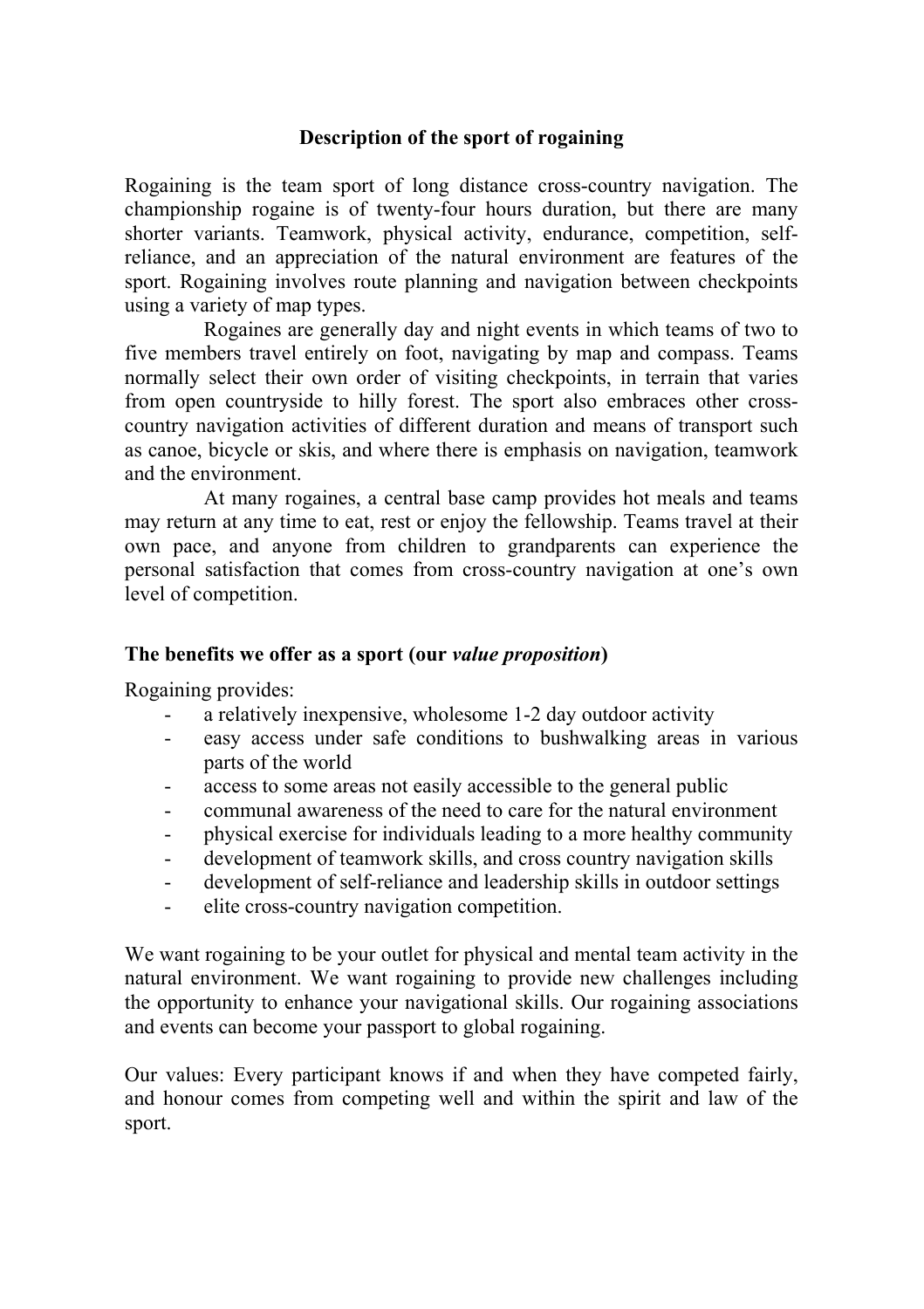## Description of the sport of rogaining

Rogaining is the team sport of long distance cross-country navigation. The championship rogaine is of twenty-four hours duration, but there are many shorter variants. Teamwork, physical activity, endurance, competition, self-reliance, and an appreciation of the natural environment are features of the sport. Rogaining involves route planning and navigation between checkpoints using a variety of map types.

Rogaines are generally day and night events in which teams of two to five members travel entirely on foot, navigating by map and compass. Teams normally select their own order of visiting checkpoints, in terrain that varies from open countryside to hilly forest. The sport also embraces other cross-country navigation activities of different duration and means of transport such as canoe, bicycle or skis, and where there is emphasis on navigation, teamwork and the environment.

At many rogaines, a central base camp provides hot meals and teams may return at any time to eat, rest or enjoy the fellowship. Teams travel at their own pace, and anyone from children to grandparents can experience the personal satisfaction that comes from cross-country navigation at one's own level of competition.

### The benefits we offer as a sport (our *value proposition*)

Rogaining provides:

- a relatively inexpensive, wholesome 1-2 day outdoor activity
- easy access under safe conditions to bushwalking areas in various parts of the world
- access to some areas not easily accessible to the general public
- communal awareness of the need to care for the natural environment
- physical exercise for individuals leading to a more healthy community
- development of teamwork skills, and cross country navigation skills
- development of self-reliance and leadership skills in outdoor settings
- elite cross-country navigation competition.

We want rogaining to be your outlet for physical and mental team activity in the natural environment. We want rogaining to provide new challenges including the opportunity to enhance your navigational skills. Our rogaining associations and events can become your passport to global rogaining.

Our values: Every participant knows if and when they have competed fairly, and honour comes from competing well and within the spirit and law of the sport.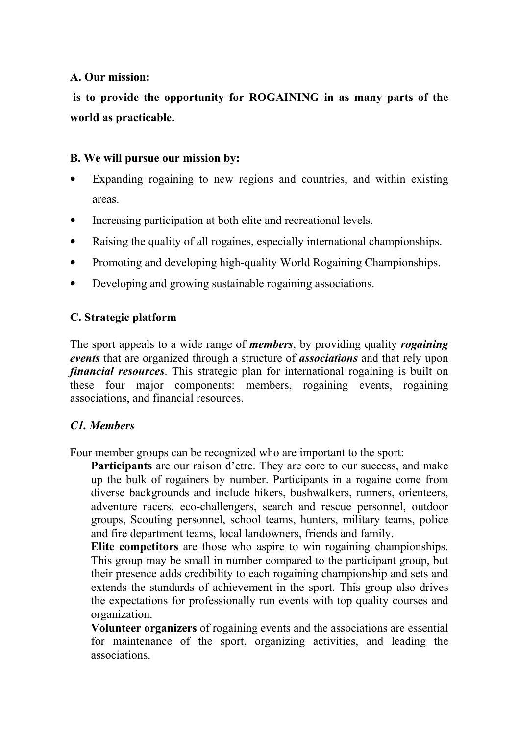**A. Our mission:**

**is to provide the opportunity for ROGAINING in as many parts of the world as practicable.**

**B. We will pursue our mission by:**

- Expanding rogaining to new regions and countries, and within existing areas.
- Increasing participation at both elite and recreational levels.
- Raising the quality of all rogaines, especially international championships.
- Promoting and developing high-quality World Rogaining Championships.
- Developing and growing sustainable rogaining associations.

**C. Strategic platform**

The sport appeals to a wide range of ***members***, by providing quality ***rogaining events*** that are organized through a structure of ***associations*** and that rely upon ***financial resources***. This strategic plan for international rogaining is built on these four major components: members, rogaining events, rogaining associations, and financial resources.

***C1. Members***

Four member groups can be recognized who are important to the sport:

**Participants** are our raison d'etre. They are core to our success, and make up the bulk of rogainers by number. Participants in a rogaine come from diverse backgrounds and include hikers, bushwalkers, runners, orienteers, adventure racers, eco-challengers, search and rescue personnel, outdoor groups, Scouting personnel, school teams, hunters, military teams, police and fire department teams, local landowners, friends and family.

**Elite competitors** are those who aspire to win rogaining championships. This group may be small in number compared to the participant group, but their presence adds credibility to each rogaining championship and sets and extends the standards of achievement in the sport. This group also drives the expectations for professionally run events with top quality courses and organization.

**Volunteer organizers** of rogaining events and the associations are essential for maintenance of the sport, organizing activities, and leading the associations.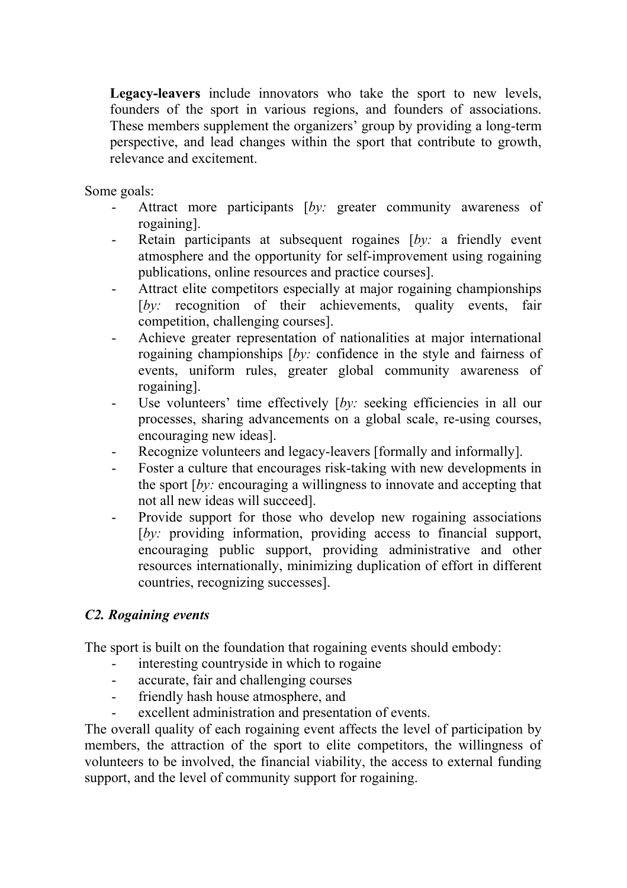**Legacy-leavers** include innovators who take the sport to new levels, founders of the sport in various regions, and founders of associations. These members supplement the organizers' group by providing a long-term perspective, and lead changes within the sport that contribute to growth, relevance and excitement.

Some goals:

- Attract more participants [*by:* greater community awareness of rogaining].
- Retain participants at subsequent rogaines [*by:* a friendly event atmosphere and the opportunity for self-improvement using rogaining publications, online resources and practice courses].
- Attract elite competitors especially at major rogaining championships [*by:* recognition of their achievements, quality events, fair competition, challenging courses].
- Achieve greater representation of nationalities at major international rogaining championships [*by:* confidence in the style and fairness of events, uniform rules, greater global community awareness of rogaining].
- Use volunteers' time effectively [*by:* seeking efficiencies in all our processes, sharing advancements on a global scale, re-using courses, encouraging new ideas].
- Recognize volunteers and legacy-leavers [formally and informally].
- Foster a culture that encourages risk-taking with new developments in the sport [*by:* encouraging a willingness to innovate and accepting that not all new ideas will succeed].
- Provide support for those who develop new rogaining associations [*by:* providing information, providing access to financial support, encouraging public support, providing administrative and other resources internationally, minimizing duplication of effort in different countries, recognizing successes].

### *C2. Rogaining events*

The sport is built on the foundation that rogaining events should embody:

- interesting countryside in which to rogaine
- accurate, fair and challenging courses
- friendly hash house atmosphere, and
- excellent administration and presentation of events.

The overall quality of each rogaining event affects the level of participation by members, the attraction of the sport to elite competitors, the willingness of volunteers to be involved, the financial viability, the access to external funding support, and the level of community support for rogaining.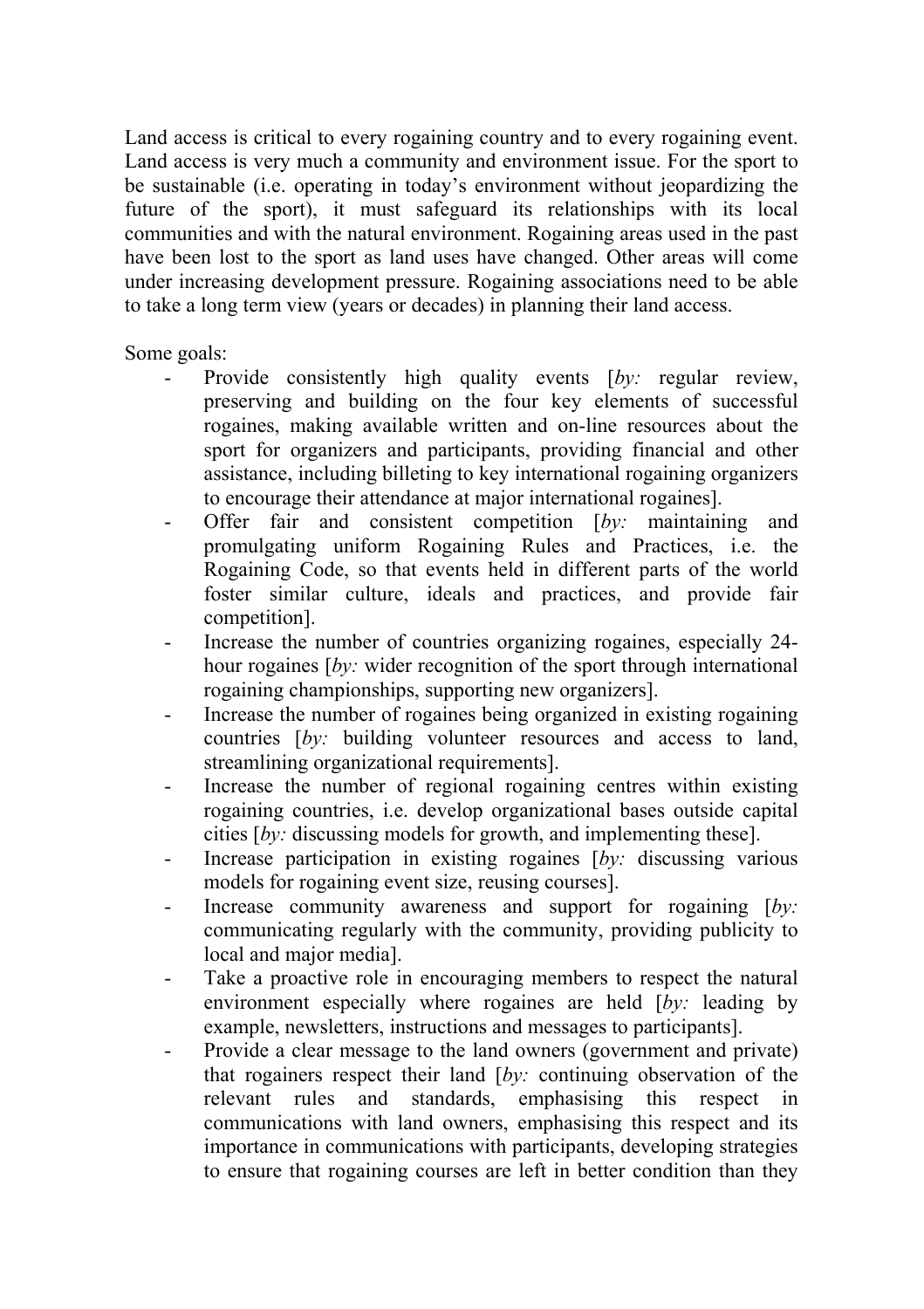Land access is critical to every rogaining country and to every rogaining event. Land access is very much a community and environment issue. For the sport to be sustainable (i.e. operating in today's environment without jeopardizing the future of the sport), it must safeguard its relationships with its local communities and with the natural environment. Rogaining areas used in the past have been lost to the sport as land uses have changed. Other areas will come under increasing development pressure. Rogaining associations need to be able to take a long term view (years or decades) in planning their land access.

Some goals:

- Provide consistently high quality events [*by:* regular review, preserving and building on the four key elements of successful rogaines, making available written and on-line resources about the sport for organizers and participants, providing financial and other assistance, including billeting to key international rogaining organizers to encourage their attendance at major international rogaines].
- Offer fair and consistent competition [*by:* maintaining and promulgating uniform Rogaining Rules and Practices, i.e. the Rogaining Code, so that events held in different parts of the world foster similar culture, ideals and practices, and provide fair competition].
- Increase the number of countries organizing rogaines, especially 24-hour rogaines [*by:* wider recognition of the sport through international rogaining championships, supporting new organizers].
- Increase the number of rogaines being organized in existing rogaining countries [*by:* building volunteer resources and access to land, streamlining organizational requirements].
- Increase the number of regional rogaining centres within existing rogaining countries, i.e. develop organizational bases outside capital cities [*by:* discussing models for growth, and implementing these].
- Increase participation in existing rogaines [*by:* discussing various models for rogaining event size, reusing courses].
- Increase community awareness and support for rogaining [*by:* communicating regularly with the community, providing publicity to local and major media].
- Take a proactive role in encouraging members to respect the natural environment especially where rogaines are held [*by:* leading by example, newsletters, instructions and messages to participants].
- Provide a clear message to the land owners (government and private) that rogainers respect their land [*by:* continuing observation of the relevant rules and standards, emphasising this respect in communications with land owners, emphasising this respect and its importance in communications with participants, developing strategies to ensure that rogaining courses are left in better condition than they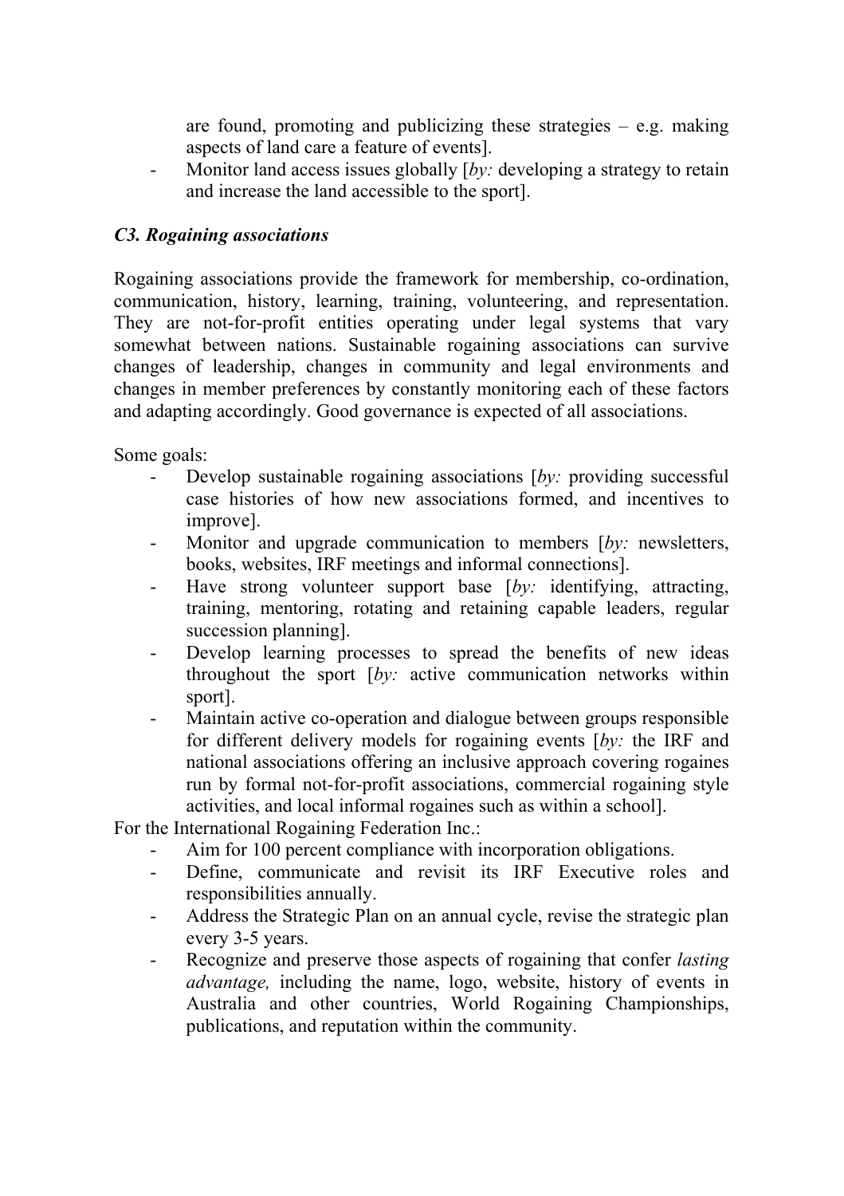are found, promoting and publicizing these strategies – e.g. making aspects of land care a feature of events].
- Monitor land access issues globally [*by:* developing a strategy to retain and increase the land accessible to the sport].

### *C3. Rogaining associations*

Rogaining associations provide the framework for membership, co-ordination, communication, history, learning, training, volunteering, and representation. They are not-for-profit entities operating under legal systems that vary somewhat between nations. Sustainable rogaining associations can survive changes of leadership, changes in community and legal environments and changes in member preferences by constantly monitoring each of these factors and adapting accordingly. Good governance is expected of all associations.

Some goals:

- Develop sustainable rogaining associations [*by:* providing successful case histories of how new associations formed, and incentives to improve].
- Monitor and upgrade communication to members [*by:* newsletters, books, websites, IRF meetings and informal connections].
- Have strong volunteer support base [*by:* identifying, attracting, training, mentoring, rotating and retaining capable leaders, regular succession planning].
- Develop learning processes to spread the benefits of new ideas throughout the sport [*by:* active communication networks within sport].
- Maintain active co-operation and dialogue between groups responsible for different delivery models for rogaining events [*by:* the IRF and national associations offering an inclusive approach covering rogaines run by formal not-for-profit associations, commercial rogaining style activities, and local informal rogaines such as within a school].

For the International Rogaining Federation Inc.:

- Aim for 100 percent compliance with incorporation obligations.
- Define, communicate and revisit its IRF Executive roles and responsibilities annually.
- Address the Strategic Plan on an annual cycle, revise the strategic plan every 3-5 years.
- Recognize and preserve those aspects of rogaining that confer *lasting advantage,* including the name, logo, website, history of events in Australia and other countries, World Rogaining Championships, publications, and reputation within the community.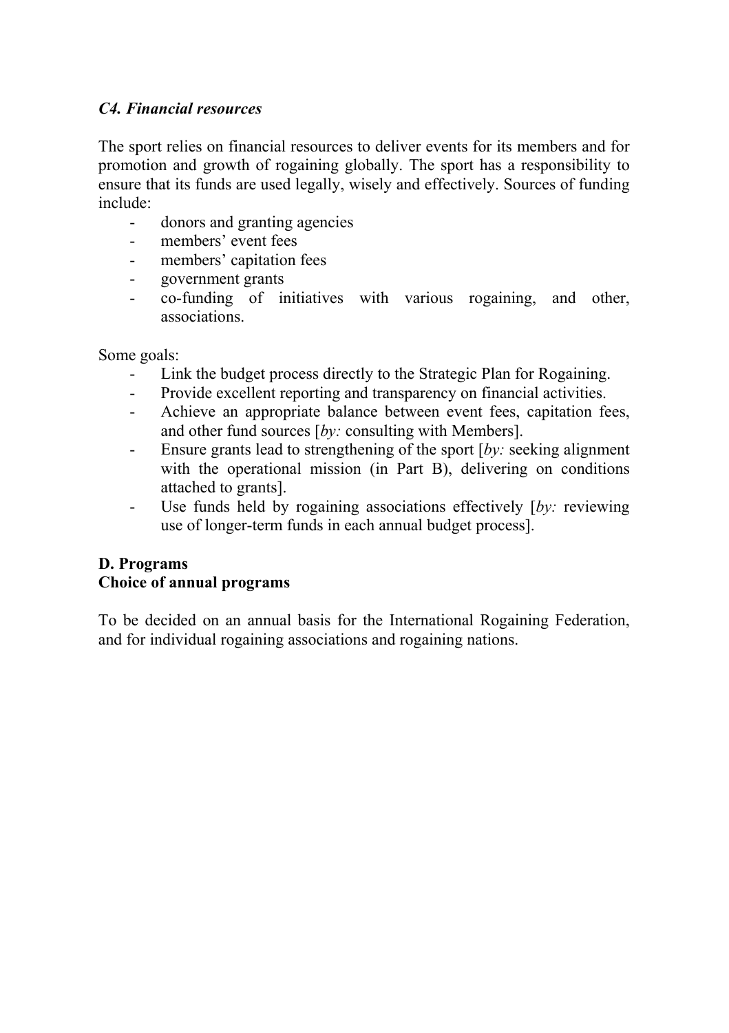### *C4. Financial resources*

The sport relies on financial resources to deliver events for its members and for promotion and growth of rogaining globally. The sport has a responsibility to ensure that its funds are used legally, wisely and effectively. Sources of funding include:

- donors and granting agencies
- members' event fees
- members' capitation fees
- government grants
- co-funding of initiatives with various rogaining, and other, associations.

Some goals:

- Link the budget process directly to the Strategic Plan for Rogaining.
- Provide excellent reporting and transparency on financial activities.
- Achieve an appropriate balance between event fees, capitation fees, and other fund sources [*by:* consulting with Members].
- Ensure grants lead to strengthening of the sport [*by:* seeking alignment with the operational mission (in Part B), delivering on conditions attached to grants].
- Use funds held by rogaining associations effectively [*by:* reviewing use of longer-term funds in each annual budget process].

## D. Programs

### Choice of annual programs

To be decided on an annual basis for the International Rogaining Federation, and for individual rogaining associations and rogaining nations.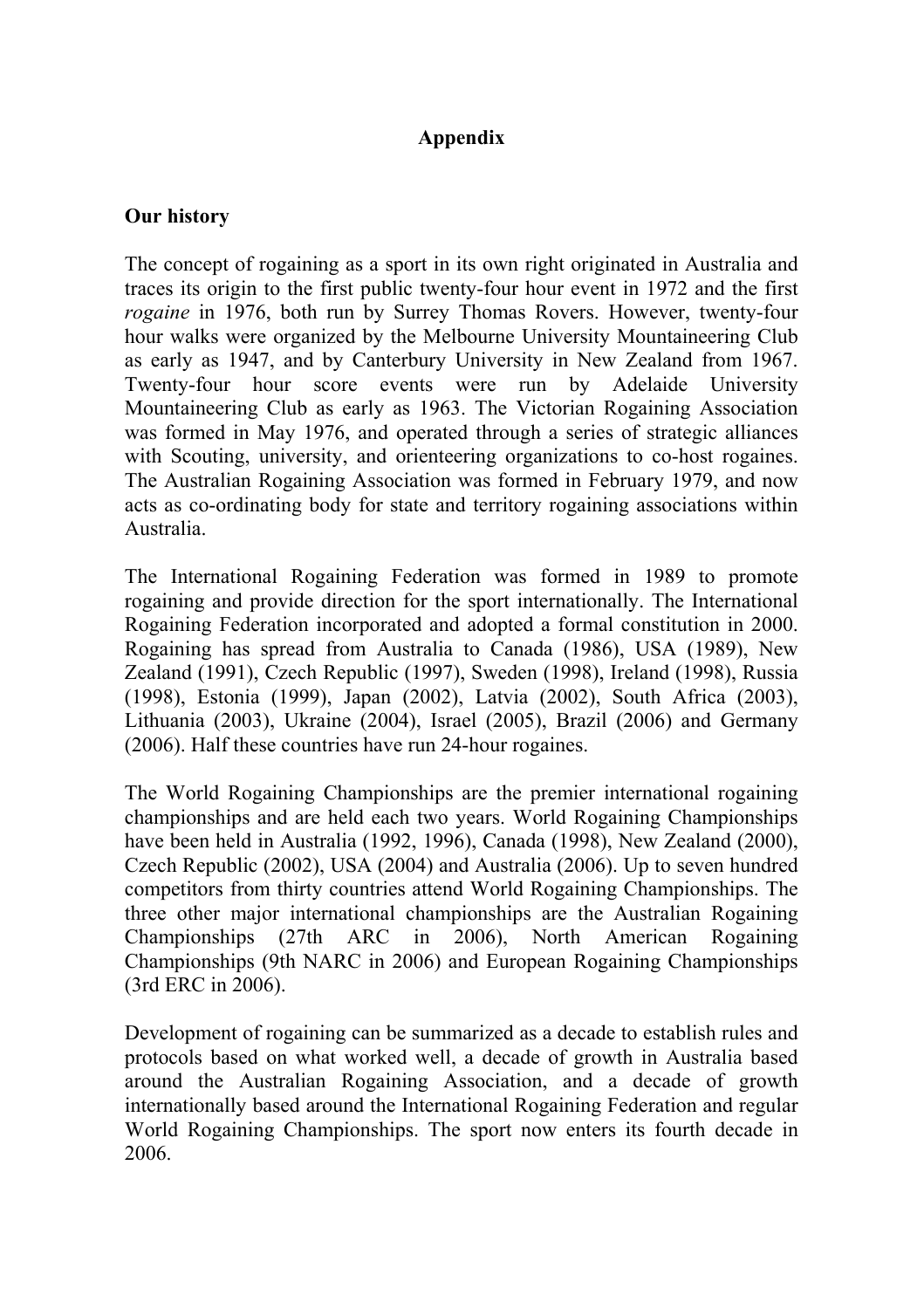# Appendix

## Our history

The concept of rogaining as a sport in its own right originated in Australia and traces its origin to the first public twenty-four hour event in 1972 and the first *rogaine* in 1976, both run by Surrey Thomas Rovers. However, twenty-four hour walks were organized by the Melbourne University Mountaineering Club as early as 1947, and by Canterbury University in New Zealand from 1967. Twenty-four hour score events were run by Adelaide University Mountaineering Club as early as 1963. The Victorian Rogaining Association was formed in May 1976, and operated through a series of strategic alliances with Scouting, university, and orienteering organizations to co-host rogaines. The Australian Rogaining Association was formed in February 1979, and now acts as co-ordinating body for state and territory rogaining associations within Australia.

The International Rogaining Federation was formed in 1989 to promote rogaining and provide direction for the sport internationally. The International Rogaining Federation incorporated and adopted a formal constitution in 2000. Rogaining has spread from Australia to Canada (1986), USA (1989), New Zealand (1991), Czech Republic (1997), Sweden (1998), Ireland (1998), Russia (1998), Estonia (1999), Japan (2002), Latvia (2002), South Africa (2003), Lithuania (2003), Ukraine (2004), Israel (2005), Brazil (2006) and Germany (2006). Half these countries have run 24-hour rogaines.

The World Rogaining Championships are the premier international rogaining championships and are held each two years. World Rogaining Championships have been held in Australia (1992, 1996), Canada (1998), New Zealand (2000), Czech Republic (2002), USA (2004) and Australia (2006). Up to seven hundred competitors from thirty countries attend World Rogaining Championships. The three other major international championships are the Australian Rogaining Championships (27th ARC in 2006), North American Rogaining Championships (9th NARC in 2006) and European Rogaining Championships (3rd ERC in 2006).

Development of rogaining can be summarized as a decade to establish rules and protocols based on what worked well, a decade of growth in Australia based around the Australian Rogaining Association, and a decade of growth internationally based around the International Rogaining Federation and regular World Rogaining Championships. The sport now enters its fourth decade in 2006.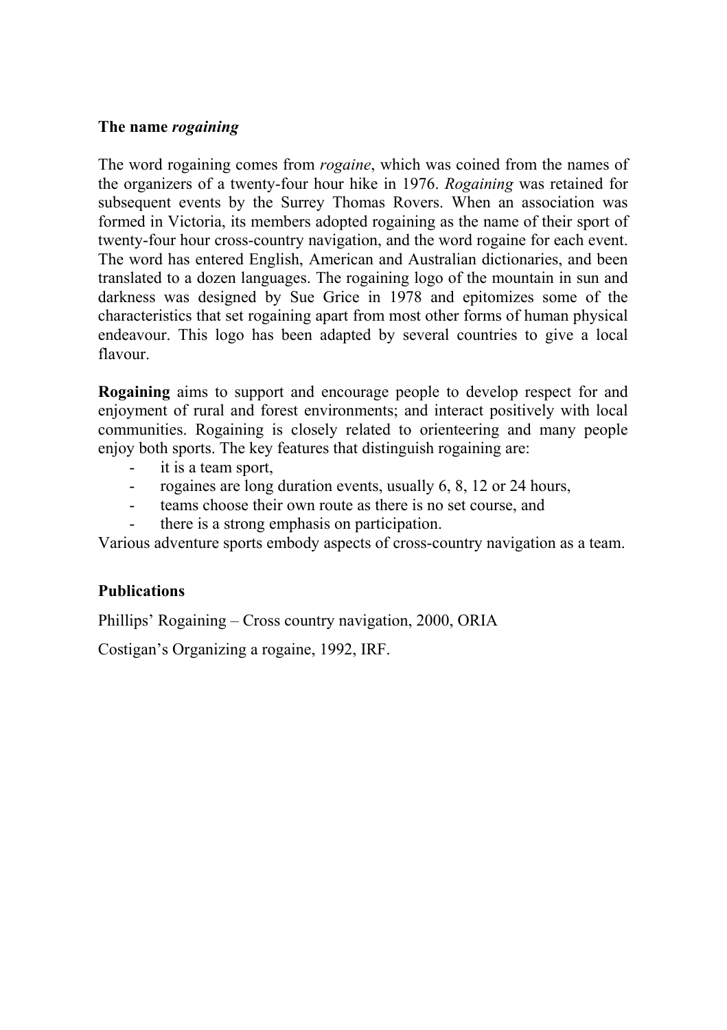**The name *rogaining***

The word rogaining comes from *rogaine*, which was coined from the names of the organizers of a twenty-four hour hike in 1976. *Rogaining* was retained for subsequent events by the Surrey Thomas Rovers. When an association was formed in Victoria, its members adopted rogaining as the name of their sport of twenty-four hour cross-country navigation, and the word rogaine for each event. The word has entered English, American and Australian dictionaries, and been translated to a dozen languages. The rogaining logo of the mountain in sun and darkness was designed by Sue Grice in 1978 and epitomizes some of the characteristics that set rogaining apart from most other forms of human physical endeavour. This logo has been adapted by several countries to give a local flavour.

**Rogaining** aims to support and encourage people to develop respect for and enjoyment of rural and forest environments; and interact positively with local communities. Rogaining is closely related to orienteering and many people enjoy both sports. The key features that distinguish rogaining are:

- it is a team sport,
- rogaines are long duration events, usually 6, 8, 12 or 24 hours,
- teams choose their own route as there is no set course, and
- there is a strong emphasis on participation.

Various adventure sports embody aspects of cross-country navigation as a team.

**Publications**

Phillips' Rogaining – Cross country navigation, 2000, ORIA

Costigan's Organizing a rogaine, 1992, IRF.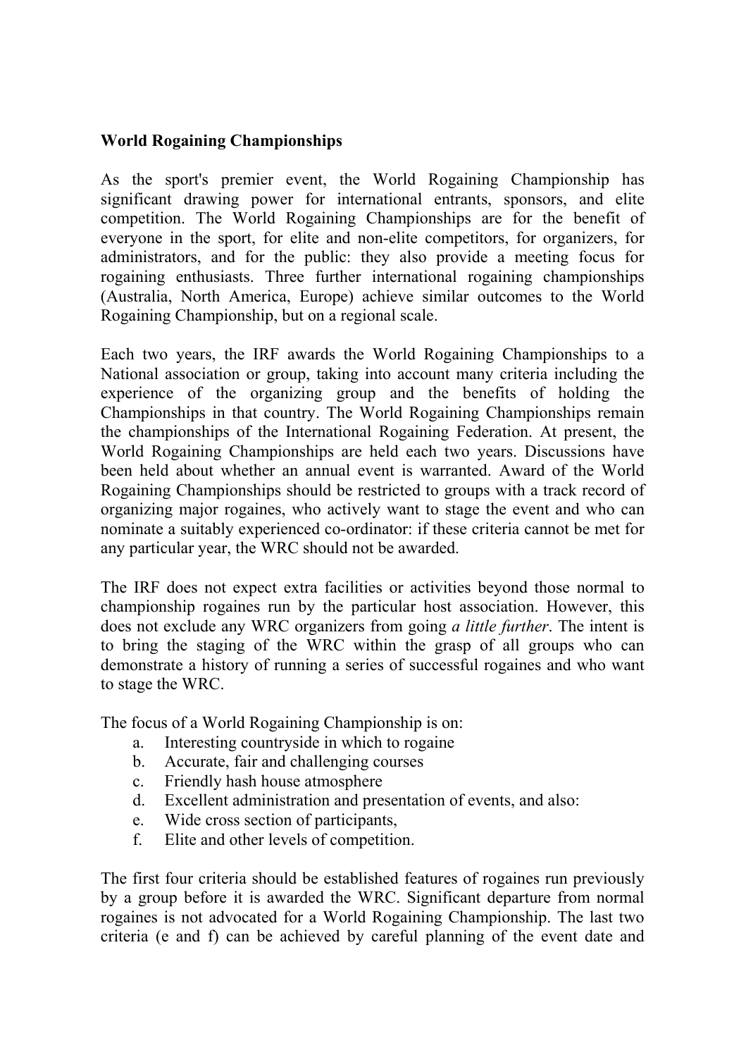**World Rogaining Championships**

As the sport's premier event, the World Rogaining Championship has significant drawing power for international entrants, sponsors, and elite competition. The World Rogaining Championships are for the benefit of everyone in the sport, for elite and non-elite competitors, for organizers, for administrators, and for the public: they also provide a meeting focus for rogaining enthusiasts. Three further international rogaining championships (Australia, North America, Europe) achieve similar outcomes to the World Rogaining Championship, but on a regional scale.

Each two years, the IRF awards the World Rogaining Championships to a National association or group, taking into account many criteria including the experience of the organizing group and the benefits of holding the Championships in that country. The World Rogaining Championships remain the championships of the International Rogaining Federation. At present, the World Rogaining Championships are held each two years. Discussions have been held about whether an annual event is warranted. Award of the World Rogaining Championships should be restricted to groups with a track record of organizing major rogaines, who actively want to stage the event and who can nominate a suitably experienced co-ordinator: if these criteria cannot be met for any particular year, the WRC should not be awarded.

The IRF does not expect extra facilities or activities beyond those normal to championship rogaines run by the particular host association. However, this does not exclude any WRC organizers from going *a little further*. The intent is to bring the staging of the WRC within the grasp of all groups who can demonstrate a history of running a series of successful rogaines and who want to stage the WRC.

The focus of a World Rogaining Championship is on:

a. Interesting countryside in which to rogaine
b. Accurate, fair and challenging courses
c. Friendly hash house atmosphere
d. Excellent administration and presentation of events, and also:
e. Wide cross section of participants,
f. Elite and other levels of competition.

The first four criteria should be established features of rogaines run previously by a group before it is awarded the WRC. Significant departure from normal rogaines is not advocated for a World Rogaining Championship. The last two criteria (e and f) can be achieved by careful planning of the event date and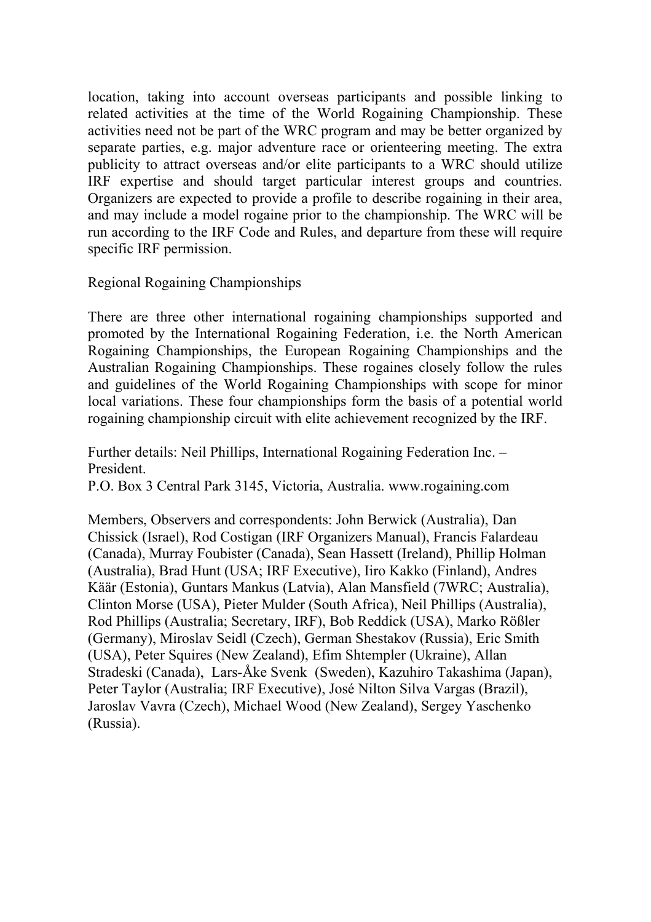location, taking into account overseas participants and possible linking to related activities at the time of the World Rogaining Championship. These activities need not be part of the WRC program and may be better organized by separate parties, e.g. major adventure race or orienteering meeting. The extra publicity to attract overseas and/or elite participants to a WRC should utilize IRF expertise and should target particular interest groups and countries. Organizers are expected to provide a profile to describe rogaining in their area, and may include a model rogaine prior to the championship. The WRC will be run according to the IRF Code and Rules, and departure from these will require specific IRF permission.

## Regional Rogaining Championships

There are three other international rogaining championships supported and promoted by the International Rogaining Federation, i.e. the North American Rogaining Championships, the European Rogaining Championships and the Australian Rogaining Championships. These rogaines closely follow the rules and guidelines of the World Rogaining Championships with scope for minor local variations. These four championships form the basis of a potential world rogaining championship circuit with elite achievement recognized by the IRF.

Further details: Neil Phillips, International Rogaining Federation Inc. – President.
P.O. Box 3 Central Park 3145, Victoria, Australia. www.rogaining.com

Members, Observers and correspondents: John Berwick (Australia), Dan Chissick (Israel), Rod Costigan (IRF Organizers Manual), Francis Falardeau (Canada), Murray Foubister (Canada), Sean Hassett (Ireland), Phillip Holman (Australia), Brad Hunt (USA; IRF Executive), Iiro Kakko (Finland), Andres Käär (Estonia), Guntars Mankus (Latvia), Alan Mansfield (7WRC; Australia), Clinton Morse (USA), Pieter Mulder (South Africa), Neil Phillips (Australia), Rod Phillips (Australia; Secretary, IRF), Bob Reddick (USA), Marko Rößler (Germany), Miroslav Seidl (Czech), German Shestakov (Russia), Eric Smith (USA), Peter Squires (New Zealand), Efim Shtempler (Ukraine), Allan Stradeski (Canada), Lars-Åke Svenk (Sweden), Kazuhiro Takashima (Japan), Peter Taylor (Australia; IRF Executive), José Nilton Silva Vargas (Brazil), Jaroslav Vavra (Czech), Michael Wood (New Zealand), Sergey Yaschenko (Russia).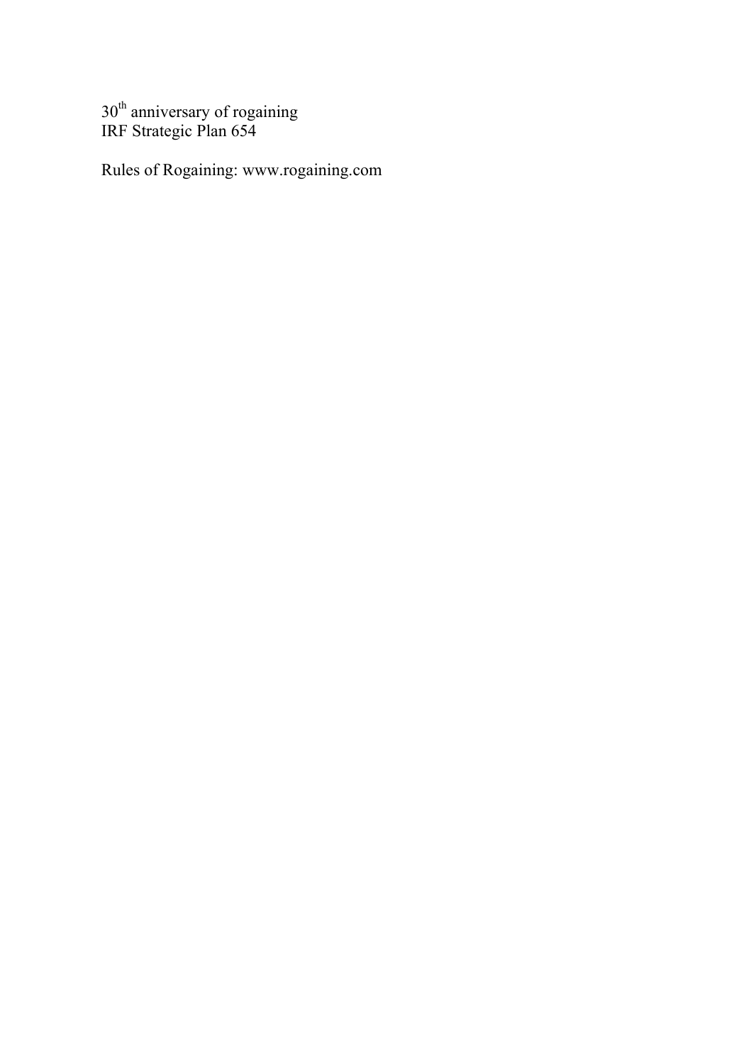30th anniversary of rogaining
IRF Strategic Plan 654

Rules of Rogaining: www.rogaining.com